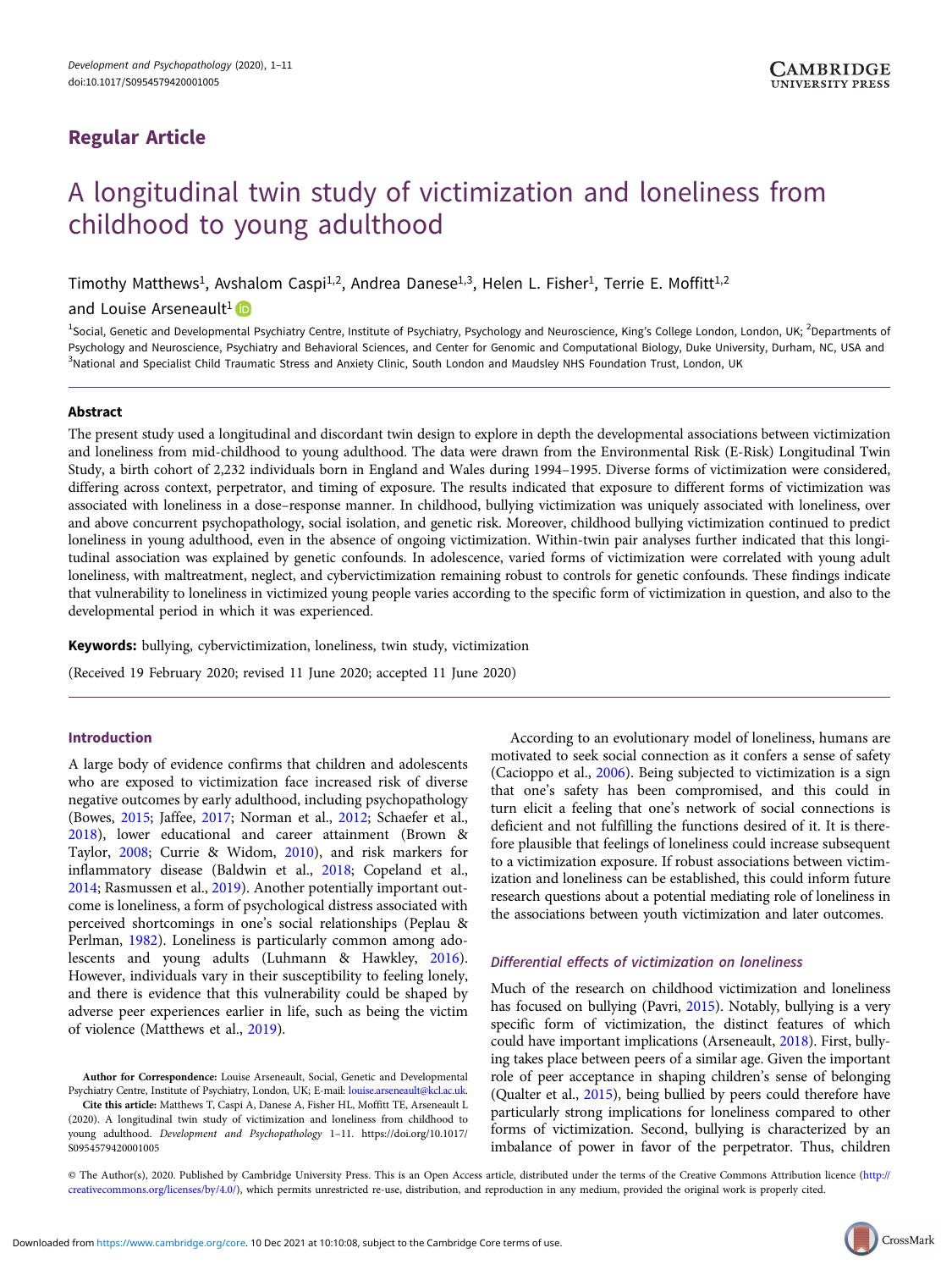**Regular Article**

# A longitudinal twin study of victimization and loneliness from childhood to young adulthood

Timothy Matthews[1], Avshalom Caspi[1,2], Andrea Danese[1,3], Helen L. Fisher[1], Terrie E. Moffitt[1,2] and Louise Arseneault[1]

[1]Social, Genetic and Developmental Psychiatry Centre, Institute of Psychiatry, Psychology and Neuroscience, King's College London, London, UK; [2]Departments of Psychology and Neuroscience, Psychiatry and Behavioral Sciences, and Center for Genomic and Computational Biology, Duke University, Durham, NC, USA and [3]National and Specialist Child Traumatic Stress and Anxiety Clinic, South London and Maudsley NHS Foundation Trust, London, UK

## Abstract

The present study used a longitudinal and discordant twin design to explore in depth the developmental associations between victimization and loneliness from mid-childhood to young adulthood. The data were drawn from the Environmental Risk (E-Risk) Longitudinal Twin Study, a birth cohort of 2,232 individuals born in England and Wales during 1994–1995. Diverse forms of victimization were considered, differing across context, perpetrator, and timing of exposure. The results indicated that exposure to different forms of victimization was associated with loneliness in a dose–response manner. In childhood, bullying victimization was uniquely associated with loneliness, over and above concurrent psychopathology, social isolation, and genetic risk. Moreover, childhood bullying victimization continued to predict loneliness in young adulthood, even in the absence of ongoing victimization. Within-twin pair analyses further indicated that this longitudinal association was explained by genetic confounds. In adolescence, varied forms of victimization were correlated with young adult loneliness, with maltreatment, neglect, and cybervictimization remaining robust to controls for genetic confounds. These findings indicate that vulnerability to loneliness in victimized young people varies according to the specific form of victimization in question, and also to the developmental period in which it was experienced.

**Keywords:** bullying, cybervictimization, loneliness, twin study, victimization

(Received 19 February 2020; revised 11 June 2020; accepted 11 June 2020)

## Introduction

A large body of evidence confirms that children and adolescents who are exposed to victimization face increased risk of diverse negative outcomes by early adulthood, including psychopathology (Bowes, 2015; Jaffee, 2017; Norman et al., 2012; Schaefer et al., 2018), lower educational and career attainment (Brown & Taylor, 2008; Currie & Widom, 2010), and risk markers for inflammatory disease (Baldwin et al., 2018; Copeland et al., 2014; Rasmussen et al., 2019). Another potentially important outcome is loneliness, a form of psychological distress associated with perceived shortcomings in one's social relationships (Peplau & Perlman, 1982). Loneliness is particularly common among adolescents and young adults (Luhmann & Hawkley, 2016). However, individuals vary in their susceptibility to feeling lonely, and there is evidence that this vulnerability could be shaped by adverse peer experiences earlier in life, such as being the victim of violence (Matthews et al., 2019).

According to an evolutionary model of loneliness, humans are motivated to seek social connection as it confers a sense of safety (Cacioppo et al., 2006). Being subjected to victimization is a sign that one's safety has been compromised, and this could in turn elicit a feeling that one's network of social connections is deficient and not fulfilling the functions desired of it. It is therefore plausible that feelings of loneliness could increase subsequent to a victimization exposure. If robust associations between victimization and loneliness can be established, this could inform future research questions about a potential mediating role of loneliness in the associations between youth victimization and later outcomes.

### Differential effects of victimization on loneliness

Much of the research on childhood victimization and loneliness has focused on bullying (Pavri, 2015). Notably, bullying is a very specific form of victimization, the distinct features of which could have important implications (Arseneault, 2018). First, bullying takes place between peers of a similar age. Given the important role of peer acceptance in shaping children's sense of belonging (Qualter et al., 2015), being bullied by peers could therefore have particularly strong implications for loneliness compared to other forms of victimization. Second, bullying is characterized by an imbalance of power in favor of the perpetrator. Thus, children

**Author for Correspondence:** Louise Arseneault, Social, Genetic and Developmental Psychiatry Centre, Institute of Psychiatry, London, UK; E-mail: louise.arseneault@kcl.ac.uk.

**Cite this article:** Matthews T, Caspi A, Danese A, Fisher HL, Moffitt TE, Arseneault L (2020). A longitudinal twin study of victimization and loneliness from childhood to young adulthood. *Development and Psychopathology* 1–11. https://doi.org/10.1017/S0954579420001005

© The Author(s), 2020. Published by Cambridge University Press. This is an Open Access article, distributed under the terms of the Creative Commons Attribution licence (http://creativecommons.org/licenses/by/4.0/), which permits unrestricted re-use, distribution, and reproduction in any medium, provided the original work is properly cited.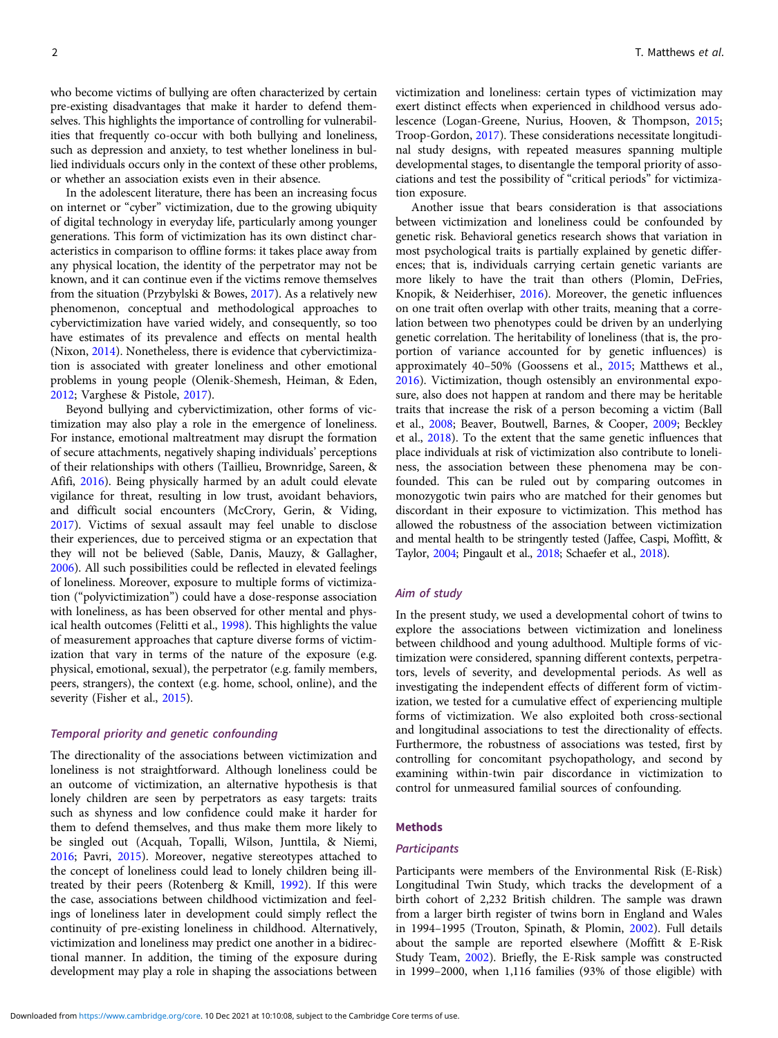who become victims of bullying are often characterized by certain pre-existing disadvantages that make it harder to defend themselves. This highlights the importance of controlling for vulnerabilities that frequently co-occur with both bullying and loneliness, such as depression and anxiety, to test whether loneliness in bullied individuals occurs only in the context of these other problems, or whether an association exists even in their absence.

In the adolescent literature, there has been an increasing focus on internet or "cyber" victimization, due to the growing ubiquity of digital technology in everyday life, particularly among younger generations. This form of victimization has its own distinct characteristics in comparison to offline forms: it takes place away from any physical location, the identity of the perpetrator may not be known, and it can continue even if the victims remove themselves from the situation (Przybylski & Bowes, 2017). As a relatively new phenomenon, conceptual and methodological approaches to cybervictimization have varied widely, and consequently, so too have estimates of its prevalence and effects on mental health (Nixon, 2014). Nonetheless, there is evidence that cybervictimization is associated with greater loneliness and other emotional problems in young people (Olenik-Shemesh, Heiman, & Eden, 2012; Varghese & Pistole, 2017).

Beyond bullying and cybervictimization, other forms of victimization may also play a role in the emergence of loneliness. For instance, emotional maltreatment may disrupt the formation of secure attachments, negatively shaping individuals' perceptions of their relationships with others (Taillieu, Brownridge, Sareen, & Afifi, 2016). Being physically harmed by an adult could elevate vigilance for threat, resulting in low trust, avoidant behaviors, and difficult social encounters (McCrory, Gerin, & Viding, 2017). Victims of sexual assault may feel unable to disclose their experiences, due to perceived stigma or an expectation that they will not be believed (Sable, Danis, Mauzy, & Gallagher, 2006). All such possibilities could be reflected in elevated feelings of loneliness. Moreover, exposure to multiple forms of victimization ("polyvictimization") could have a dose-response association with loneliness, as has been observed for other mental and physical health outcomes (Felitti et al., 1998). This highlights the value of measurement approaches that capture diverse forms of victimization that vary in terms of the nature of the exposure (e.g. physical, emotional, sexual), the perpetrator (e.g. family members, peers, strangers), the context (e.g. home, school, online), and the severity (Fisher et al., 2015).

### Temporal priority and genetic confounding

The directionality of the associations between victimization and loneliness is not straightforward. Although loneliness could be an outcome of victimization, an alternative hypothesis is that lonely children are seen by perpetrators as easy targets: traits such as shyness and low confidence could make it harder for them to defend themselves, and thus make them more likely to be singled out (Acquah, Topalli, Wilson, Junttila, & Niemi, 2016; Pavri, 2015). Moreover, negative stereotypes attached to the concept of loneliness could lead to lonely children being ill-treated by their peers (Rotenberg & Kmill, 1992). If this were the case, associations between childhood victimization and feelings of loneliness later in development could simply reflect the continuity of pre-existing loneliness in childhood. Alternatively, victimization and loneliness may predict one another in a bidirectional manner. In addition, the timing of the exposure during development may play a role in shaping the associations between victimization and loneliness: certain types of victimization may exert distinct effects when experienced in childhood versus adolescence (Logan-Greene, Nurius, Hooven, & Thompson, 2015; Troop-Gordon, 2017). These considerations necessitate longitudinal study designs, with repeated measures spanning multiple developmental stages, to disentangle the temporal priority of associations and test the possibility of "critical periods" for victimization exposure.

Another issue that bears consideration is that associations between victimization and loneliness could be confounded by genetic risk. Behavioral genetics research shows that variation in most psychological traits is partially explained by genetic differences; that is, individuals carrying certain genetic variants are more likely to have the trait than others (Plomin, DeFries, Knopik, & Neiderhiser, 2016). Moreover, the genetic influences on one trait often overlap with other traits, meaning that a correlation between two phenotypes could be driven by an underlying genetic correlation. The heritability of loneliness (that is, the proportion of variance accounted for by genetic influences) is approximately 40–50% (Goossens et al., 2015; Matthews et al., 2016). Victimization, though ostensibly an environmental exposure, also does not happen at random and there may be heritable traits that increase the risk of a person becoming a victim (Ball et al., 2008; Beaver, Boutwell, Barnes, & Cooper, 2009; Beckley et al., 2018). To the extent that the same genetic influences that place individuals at risk of victimization also contribute to loneliness, the association between these phenomena may be confounded. This can be ruled out by comparing outcomes in monozygotic twin pairs who are matched for their genomes but discordant in their exposure to victimization. This method has allowed the robustness of the association between victimization and mental health to be stringently tested (Jaffee, Caspi, Moffitt, & Taylor, 2004; Pingault et al., 2018; Schaefer et al., 2018).

### Aim of study

In the present study, we used a developmental cohort of twins to explore the associations between victimization and loneliness between childhood and young adulthood. Multiple forms of victimization were considered, spanning different contexts, perpetrators, levels of severity, and developmental periods. As well as investigating the independent effects of different form of victimization, we tested for a cumulative effect of experiencing multiple forms of victimization. We also exploited both cross-sectional and longitudinal associations to test the directionality of effects. Furthermore, the robustness of associations was tested, first by controlling for concomitant psychopathology, and second by examining within-twin pair discordance in victimization to control for unmeasured familial sources of confounding.

## Methods

### Participants

Participants were members of the Environmental Risk (E-Risk) Longitudinal Twin Study, which tracks the development of a birth cohort of 2,232 British children. The sample was drawn from a larger birth register of twins born in England and Wales in 1994–1995 (Trouton, Spinath, & Plomin, 2002). Full details about the sample are reported elsewhere (Moffitt & E-Risk Study Team, 2002). Briefly, the E-Risk sample was constructed in 1999–2000, when 1,116 families (93% of those eligible) with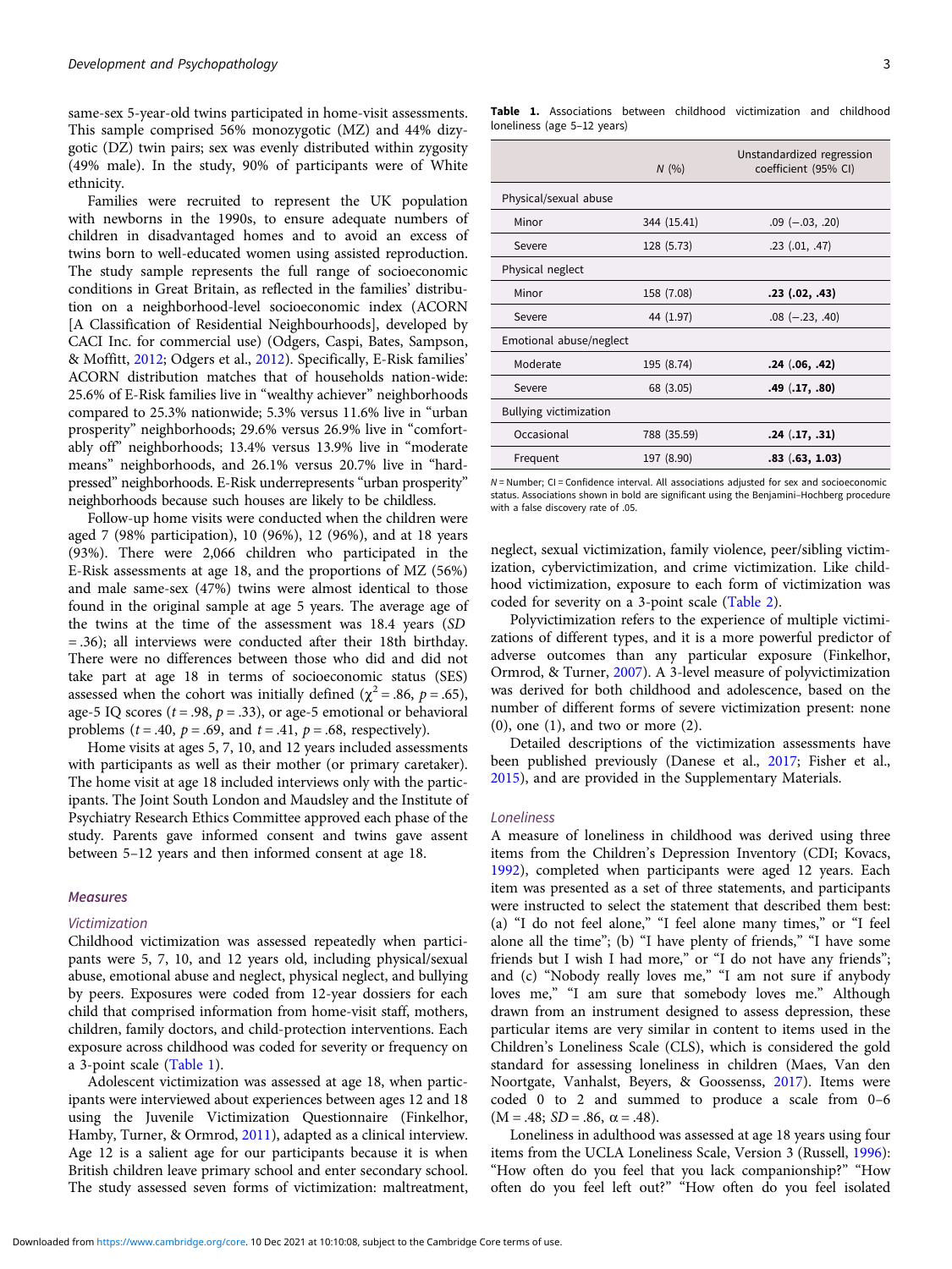same-sex 5-year-old twins participated in home-visit assessments. This sample comprised 56% monozygotic (MZ) and 44% dizygotic (DZ) twin pairs; sex was evenly distributed within zygosity (49% male). In the study, 90% of participants were of White ethnicity.

Families were recruited to represent the UK population with newborns in the 1990s, to ensure adequate numbers of children in disadvantaged homes and to avoid an excess of twins born to well-educated women using assisted reproduction. The study sample represents the full range of socioeconomic conditions in Great Britain, as reflected in the families' distribution on a neighborhood-level socioeconomic index (ACORN [A Classification of Residential Neighbourhoods], developed by CACI Inc. for commercial use) (Odgers, Caspi, Bates, Sampson, & Moffitt, 2012; Odgers et al., 2012). Specifically, E-Risk families' ACORN distribution matches that of households nation-wide: 25.6% of E-Risk families live in "wealthy achiever" neighborhoods compared to 25.3% nationwide; 5.3% versus 11.6% live in "urban prosperity" neighborhoods; 29.6% versus 26.9% live in "comfortably off" neighborhoods; 13.4% versus 13.9% live in "moderate means" neighborhoods, and 26.1% versus 20.7% live in "hard-pressed" neighborhoods. E-Risk underrepresents "urban prosperity" neighborhoods because such houses are likely to be childless.

Follow-up home visits were conducted when the children were aged 7 (98% participation), 10 (96%), 12 (96%), and at 18 years (93%). There were 2,066 children who participated in the E-Risk assessments at age 18, and the proportions of MZ (56%) and male same-sex (47%) twins were almost identical to those found in the original sample at age 5 years. The average age of the twins at the time of the assessment was 18.4 years (*SD* = .36); all interviews were conducted after their 18th birthday. There were no differences between those who did and did not take part at age 18 in terms of socioeconomic status (SES) assessed when the cohort was initially defined ($\chi^2 = .86$, $p = .65$), age-5 IQ scores ($t = .98$, $p = .33$), or age-5 emotional or behavioral problems ($t = .40$, $p = .69$, and $t = .41$, $p = .68$, respectively).

Home visits at ages 5, 7, 10, and 12 years included assessments with participants as well as their mother (or primary caretaker). The home visit at age 18 included interviews only with the participants. The Joint South London and Maudsley and the Institute of Psychiatry Research Ethics Committee approved each phase of the study. Parents gave informed consent and twins gave assent between 5–12 years and then informed consent at age 18.

### Measures

#### *Victimization*

Childhood victimization was assessed repeatedly when participants were 5, 7, 10, and 12 years old, including physical/sexual abuse, emotional abuse and neglect, physical neglect, and bullying by peers. Exposures were coded from 12-year dossiers for each child that comprised information from home-visit staff, mothers, children, family doctors, and child-protection interventions. Each exposure across childhood was coded for severity or frequency on a 3-point scale (Table 1).

Adolescent victimization was assessed at age 18, when participants were interviewed about experiences between ages 12 and 18 using the Juvenile Victimization Questionnaire (Finkelhor, Hamby, Turner, & Ormrod, 2011), adapted as a clinical interview. Age 12 is a salient age for our participants because it is when British children leave primary school and enter secondary school. The study assessed seven forms of victimization: maltreatment, neglect, sexual victimization, family violence, peer/sibling victimization, cybervictimization, and crime victimization. Like childhood victimization, exposure to each form of victimization was coded for severity on a 3-point scale (Table 2).

**Table 1.** Associations between childhood victimization and childhood loneliness (age 5–12 years)

| | *N* (%) | Unstandardized regression coefficient (95% CI) |
|---|---|---|
| Physical/sexual abuse | | |
| Minor | 344 (15.41) | .09 (−.03, .20) |
| Severe | 128 (5.73) | .23 (.01, .47) |
| Physical neglect | | |
| Minor | 158 (7.08) | **.23 (.02, .43)** |
| Severe | 44 (1.97) | .08 (−.23, .40) |
| Emotional abuse/neglect | | |
| Moderate | 195 (8.74) | **.24 (.06, .42)** |
| Severe | 68 (3.05) | **.49 (.17, .80)** |
| Bullying victimization | | |
| Occasional | 788 (35.59) | **.24 (.17, .31)** |
| Frequent | 197 (8.90) | **.83 (.63, 1.03)** |

*N* = Number; CI = Confidence interval. All associations adjusted for sex and socioeconomic status. Associations shown in bold are significant using the Benjamini–Hochberg procedure with a false discovery rate of .05.

Polyvictimization refers to the experience of multiple victimizations of different types, and it is a more powerful predictor of adverse outcomes than any particular exposure (Finkelhor, Ormrod, & Turner, 2007). A 3-level measure of polyvictimization was derived for both childhood and adolescence, based on the number of different forms of severe victimization present: none (0), one (1), and two or more (2).

Detailed descriptions of the victimization assessments have been published previously (Danese et al., 2017; Fisher et al., 2015), and are provided in the Supplementary Materials.

#### *Loneliness*

A measure of loneliness in childhood was derived using three items from the Children's Depression Inventory (CDI; Kovacs, 1992), completed when participants were aged 12 years. Each item was presented as a set of three statements, and participants were instructed to select the statement that described them best: (a) "I do not feel alone," "I feel alone many times," or "I feel alone all the time"; (b) "I have plenty of friends," "I have some friends but I wish I had more," or "I do not have any friends"; and (c) "Nobody really loves me," "I am not sure if anybody loves me," "I am sure that somebody loves me." Although drawn from an instrument designed to assess depression, these particular items are very similar in content to items used in the Children's Loneliness Scale (CLS), which is considered the gold standard for assessing loneliness in children (Maes, Van den Noortgate, Vanhalst, Beyers, & Goossenss, 2017). Items were coded 0 to 2 and summed to produce a scale from 0–6 (M = .48; *SD* = .86, α = .48).

Loneliness in adulthood was assessed at age 18 years using four items from the UCLA Loneliness Scale, Version 3 (Russell, 1996): "How often do you feel that you lack companionship?" "How often do you feel left out?" "How often do you feel isolated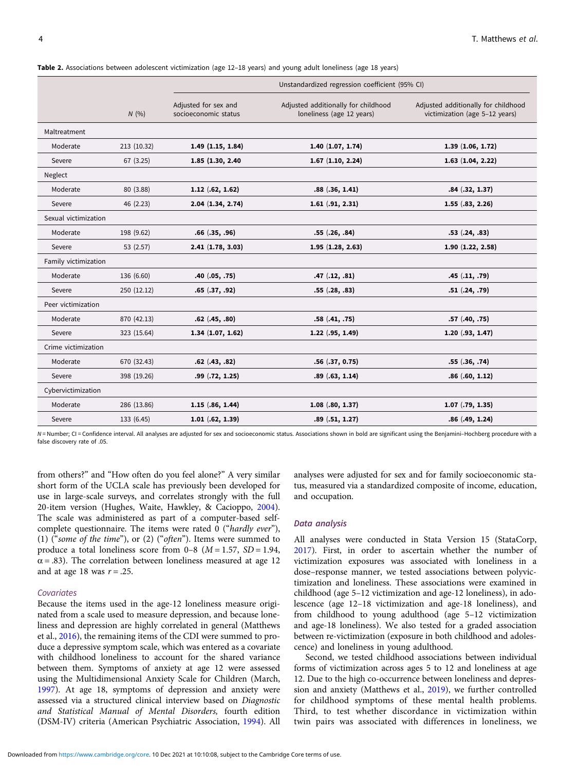**Table 2.** Associations between adolescent victimization (age 12–18 years) and young adult loneliness (age 18 years)

| | | Unstandardized regression coefficient (95% CI) | | |
|---|---|---|---|---|
| | N (%) | Adjusted for sex and socioeconomic status | Adjusted additionally for childhood loneliness (age 12 years) | Adjusted additionally for childhood victimization (age 5–12 years) |
| Maltreatment | | | | |
| Moderate | 213 (10.32) | **1.49 (1.15, 1.84)** | **1.40 (1.07, 1.74)** | **1.39 (1.06, 1.72)** |
| Severe | 67 (3.25) | **1.85 (1.30, 2.40** | **1.67 (1.10, 2.24)** | **1.63 (1.04, 2.22)** |
| Neglect | | | | |
| Moderate | 80 (3.88) | **1.12 (.62, 1.62)** | **.88 (.36, 1.41)** | **.84 (.32, 1.37)** |
| Severe | 46 (2.23) | **2.04 (1.34, 2.74)** | **1.61 (.91, 2.31)** | **1.55 (.83, 2.26)** |
| Sexual victimization | | | | |
| Moderate | 198 (9.62) | **.66 (.35, .96)** | **.55 (.26, .84)** | **.53 (.24, .83)** |
| Severe | 53 (2.57) | **2.41 (1.78, 3.03)** | **1.95 (1.28, 2.63)** | **1.90 (1.22, 2.58)** |
| Family victimization | | | | |
| Moderate | 136 (6.60) | **.40 (.05, .75)** | **.47 (.12, .81)** | **.45 (.11, .79)** |
| Severe | 250 (12.12) | **.65 (.37, .92)** | **.55 (.28, .83)** | **.51 (.24, .79)** |
| Peer victimization | | | | |
| Moderate | 870 (42.13) | **.62 (.45, .80)** | **.58 (.41, .75)** | **.57 (.40, .75)** |
| Severe | 323 (15.64) | **1.34 (1.07, 1.62)** | **1.22 (.95, 1.49)** | **1.20 (.93, 1.47)** |
| Crime victimization | | | | |
| Moderate | 670 (32.43) | **.62 (.43, .82)** | **.56 (.37, 0.75)** | **.55 (.36, .74)** |
| Severe | 398 (19.26) | **.99 (.72, 1.25)** | **.89 (.63, 1.14)** | **.86 (.60, 1.12)** |
| Cybervictimization | | | | |
| Moderate | 286 (13.86) | **1.15 (.86, 1.44)** | **1.08 (.80, 1.37)** | **1.07 (.79, 1.35)** |
| Severe | 133 (6.45) | **1.01 (.62, 1.39)** | **.89 (.51, 1.27)** | **.86 (.49, 1.24)** |

N = Number; CI = Confidence interval. All analyses are adjusted for sex and socioeconomic status. Associations shown in bold are significant using the Benjamini–Hochberg procedure with a false discovery rate of .05.

from others?" and "How often do you feel alone?" A very similar short form of the UCLA scale has previously been developed for use in large-scale surveys, and correlates strongly with the full 20-item version (Hughes, Waite, Hawkley, & Cacioppo, 2004). The scale was administered as part of a computer-based self-complete questionnaire. The items were rated 0 ("*hardly ever*"), (1) ("*some of the time*"), or (2) ("*often*"). Items were summed to produce a total loneliness score from 0–8 ($M = 1.57$, $SD = 1.94$, $\alpha = .83$). The correlation between loneliness measured at age 12 and at age 18 was $r = .25$.

### Covariates

Because the items used in the age-12 loneliness measure originated from a scale used to measure depression, and because loneliness and depression are highly correlated in general (Matthews et al., 2016), the remaining items of the CDI were summed to produce a depressive symptom scale, which was entered as a covariate with childhood loneliness to account for the shared variance between them. Symptoms of anxiety at age 12 were assessed using the Multidimensional Anxiety Scale for Children (March, 1997). At age 18, symptoms of depression and anxiety were assessed via a structured clinical interview based on *Diagnostic and Statistical Manual of Mental Disorders,* fourth edition (DSM-IV) criteria (American Psychiatric Association, 1994). All analyses were adjusted for sex and for family socioeconomic status, measured via a standardized composite of income, education, and occupation.

### Data analysis

All analyses were conducted in Stata Version 15 (StataCorp, 2017). First, in order to ascertain whether the number of victimization exposures was associated with loneliness in a dose–response manner, we tested associations between polyvictimization and loneliness. These associations were examined in childhood (age 5–12 victimization and age-12 loneliness), in adolescence (age 12–18 victimization and age-18 loneliness), and from childhood to young adulthood (age 5–12 victimization and age-18 loneliness). We also tested for a graded association between re-victimization (exposure in both childhood and adolescence) and loneliness in young adulthood.

Second, we tested childhood associations between individual forms of victimization across ages 5 to 12 and loneliness at age 12. Due to the high co-occurrence between loneliness and depression and anxiety (Matthews et al., 2019), we further controlled for childhood symptoms of these mental health problems. Third, to test whether discordance in victimization within twin pairs was associated with differences in loneliness, we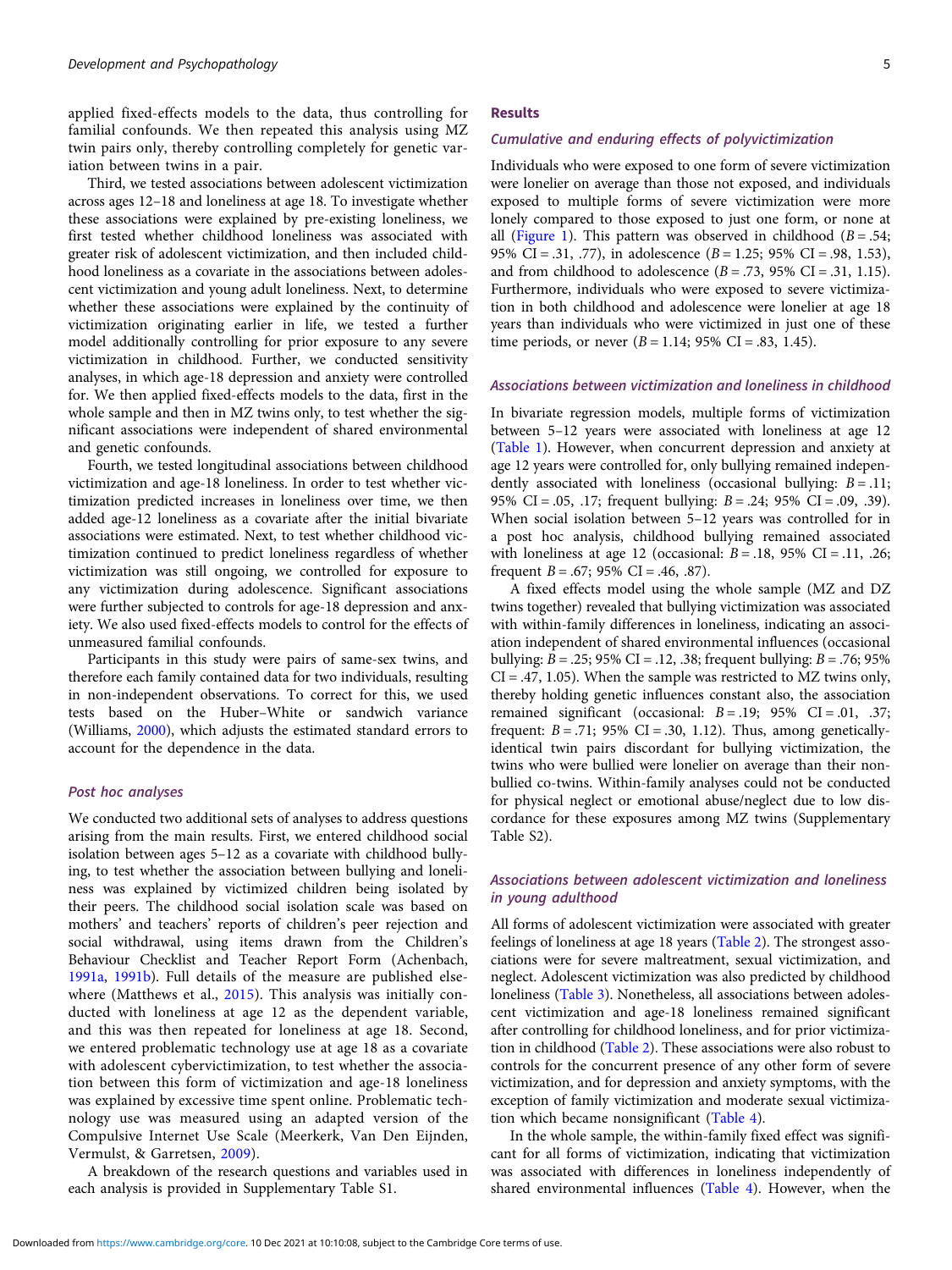applied fixed-effects models to the data, thus controlling for familial confounds. We then repeated this analysis using MZ twin pairs only, thereby controlling completely for genetic variation between twins in a pair.

Third, we tested associations between adolescent victimization across ages 12–18 and loneliness at age 18. To investigate whether these associations were explained by pre-existing loneliness, we first tested whether childhood loneliness was associated with greater risk of adolescent victimization, and then included childhood loneliness as a covariate in the associations between adolescent victimization and young adult loneliness. Next, to determine whether these associations were explained by the continuity of victimization originating earlier in life, we tested a further model additionally controlling for prior exposure to any severe victimization in childhood. Further, we conducted sensitivity analyses, in which age-18 depression and anxiety were controlled for. We then applied fixed-effects models to the data, first in the whole sample and then in MZ twins only, to test whether the significant associations were independent of shared environmental and genetic confounds.

Fourth, we tested longitudinal associations between childhood victimization and age-18 loneliness. In order to test whether victimization predicted increases in loneliness over time, we then added age-12 loneliness as a covariate after the initial bivariate associations were estimated. Next, to test whether childhood victimization continued to predict loneliness regardless of whether victimization was still ongoing, we controlled for exposure to any victimization during adolescence. Significant associations were further subjected to controls for age-18 depression and anxiety. We also used fixed-effects models to control for the effects of unmeasured familial confounds.

Participants in this study were pairs of same-sex twins, and therefore each family contained data for two individuals, resulting in non-independent observations. To correct for this, we used tests based on the Huber–White or sandwich variance (Williams, 2000), which adjusts the estimated standard errors to account for the dependence in the data.

### Post hoc analyses

We conducted two additional sets of analyses to address questions arising from the main results. First, we entered childhood social isolation between ages 5–12 as a covariate with childhood bullying, to test whether the association between bullying and loneliness was explained by victimized children being isolated by their peers. The childhood social isolation scale was based on mothers' and teachers' reports of children's peer rejection and social withdrawal, using items drawn from the Children's Behaviour Checklist and Teacher Report Form (Achenbach, 1991a, 1991b). Full details of the measure are published elsewhere (Matthews et al., 2015). This analysis was initially conducted with loneliness at age 12 as the dependent variable, and this was then repeated for loneliness at age 18. Second, we entered problematic technology use at age 18 as a covariate with adolescent cybervictimization, to test whether the association between this form of victimization and age-18 loneliness was explained by excessive time spent online. Problematic technology use was measured using an adapted version of the Compulsive Internet Use Scale (Meerkerk, Van Den Eijnden, Vermulst, & Garretsen, 2009).

A breakdown of the research questions and variables used in each analysis is provided in Supplementary Table S1.

## Results

### Cumulative and enduring effects of polyvictimization

Individuals who were exposed to one form of severe victimization were lonelier on average than those not exposed, and individuals exposed to multiple forms of severe victimization were more lonely compared to those exposed to just one form, or none at all (Figure 1). This pattern was observed in childhood ($B = .54$; 95% CI = .31, .77), in adolescence ($B = 1.25$; 95% CI = .98, 1.53), and from childhood to adolescence ($B = .73$, 95% CI = .31, 1.15). Furthermore, individuals who were exposed to severe victimization in both childhood and adolescence were lonelier at age 18 years than individuals who were victimized in just one of these time periods, or never ($B = 1.14$; 95% CI = .83, 1.45).

### Associations between victimization and loneliness in childhood

In bivariate regression models, multiple forms of victimization between 5–12 years were associated with loneliness at age 12 (Table 1). However, when concurrent depression and anxiety at age 12 years were controlled for, only bullying remained independently associated with loneliness (occasional bullying: $B = .11$; 95% CI = .05, .17; frequent bullying: $B = .24$; 95% CI = .09, .39). When social isolation between 5–12 years was controlled for in a post hoc analysis, childhood bullying remained associated with loneliness at age 12 (occasional: $B = .18$, 95% CI = .11, .26; frequent $B = .67$; 95% CI = .46, .87).

A fixed effects model using the whole sample (MZ and DZ twins together) revealed that bullying victimization was associated with within-family differences in loneliness, indicating an association independent of shared environmental influences (occasional bullying: $B = .25$; 95% CI = .12, .38; frequent bullying: $B = .76$; 95% CI = .47, 1.05). When the sample was restricted to MZ twins only, thereby holding genetic influences constant also, the association remained significant (occasional: $B = .19$; 95% CI = .01, .37; frequent: $B = .71$; 95% CI = .30, 1.12). Thus, among genetically-identical twin pairs discordant for bullying victimization, the twins who were bullied were lonelier on average than their non-bullied co-twins. Within-family analyses could not be conducted for physical neglect or emotional abuse/neglect due to low discordance for these exposures among MZ twins (Supplementary Table S2).

### Associations between adolescent victimization and loneliness in young adulthood

All forms of adolescent victimization were associated with greater feelings of loneliness at age 18 years (Table 2). The strongest associations were for severe maltreatment, sexual victimization, and neglect. Adolescent victimization was also predicted by childhood loneliness (Table 3). Nonetheless, all associations between adolescent victimization and age-18 loneliness remained significant after controlling for childhood loneliness, and for prior victimization in childhood (Table 2). These associations were also robust to controls for the concurrent presence of any other form of severe victimization, and for depression and anxiety symptoms, with the exception of family victimization and moderate sexual victimization which became nonsignificant (Table 4).

In the whole sample, the within-family fixed effect was significant for all forms of victimization, indicating that victimization was associated with differences in loneliness independently of shared environmental influences (Table 4). However, when the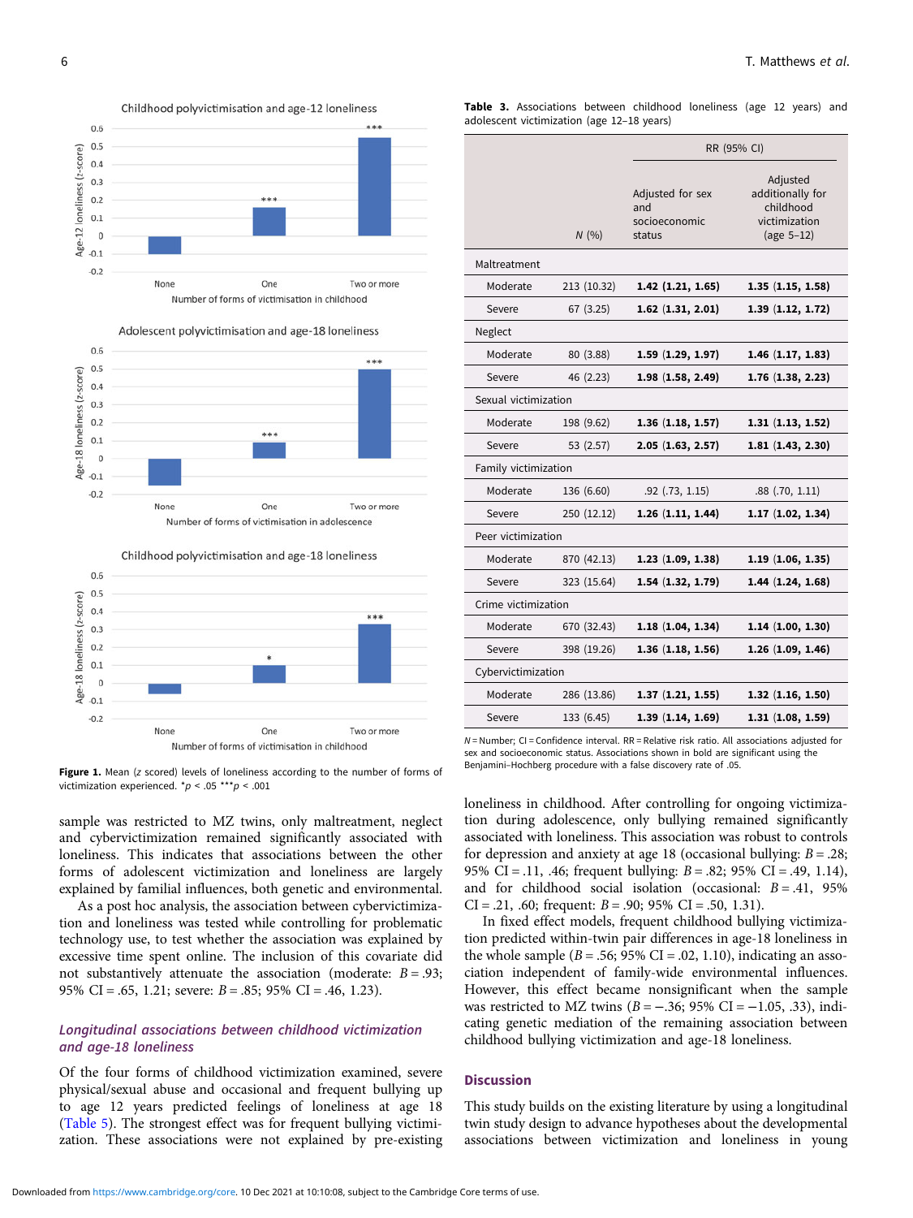Figure 1. Mean (z scored) levels of loneliness according to the number of forms of victimization experienced. *$p < .05$ ***$p < .001$

**Table 3.** Associations between childhood loneliness (age 12 years) and adolescent victimization (age 12–18 years)

| | N (%) | RR (95% CI) Adjusted for sex and socioeconomic status | Adjusted additionally for childhood victimization (age 5–12) |
|---|---|---|---|
| Maltreatment | | | |
| Moderate | 213 (10.32) | **1.42 (1.21, 1.65)** | **1.35 (1.15, 1.58)** |
| Severe | 67 (3.25) | **1.62 (1.31, 2.01)** | **1.39 (1.12, 1.72)** |
| Neglect | | | |
| Moderate | 80 (3.88) | **1.59 (1.29, 1.97)** | **1.46 (1.17, 1.83)** |
| Severe | 46 (2.23) | **1.98 (1.58, 2.49)** | **1.76 (1.38, 2.23)** |
| Sexual victimization | | | |
| Moderate | 198 (9.62) | **1.36 (1.18, 1.57)** | **1.31 (1.13, 1.52)** |
| Severe | 53 (2.57) | **2.05 (1.63, 2.57)** | **1.81 (1.43, 2.30)** |
| Family victimization | | | |
| Moderate | 136 (6.60) | .92 (.73, 1.15) | .88 (.70, 1.11) |
| Severe | 250 (12.12) | **1.26 (1.11, 1.44)** | **1.17 (1.02, 1.34)** |
| Peer victimization | | | |
| Moderate | 870 (42.13) | **1.23 (1.09, 1.38)** | **1.19 (1.06, 1.35)** |
| Severe | 323 (15.64) | **1.54 (1.32, 1.79)** | **1.44 (1.24, 1.68)** |
| Crime victimization | | | |
| Moderate | 670 (32.43) | **1.18 (1.04, 1.34)** | 1.14 (1.00, 1.30) |
| Severe | 398 (19.26) | **1.36 (1.18, 1.56)** | **1.26 (1.09, 1.46)** |
| Cybervictimization | | | |
| Moderate | 286 (13.86) | **1.37 (1.21, 1.55)** | **1.32 (1.16, 1.50)** |
| Severe | 133 (6.45) | **1.39 (1.14, 1.69)** | **1.31 (1.08, 1.59)** |

N = Number; CI = Confidence interval. RR = Relative risk ratio. All associations adjusted for sex and socioeconomic status. Associations shown in bold are significant using the Benjamini–Hochberg procedure with a false discovery rate of .05.

sample was restricted to MZ twins, only maltreatment, neglect and cybervictimization remained significantly associated with loneliness. This indicates that associations between the other forms of adolescent victimization and loneliness are largely explained by familial influences, both genetic and environmental.

As a post hoc analysis, the association between cybervictimization and loneliness was tested while controlling for problematic technology use, to test whether the association was explained by excessive time spent online. The inclusion of this covariate did not substantively attenuate the association (moderate: $B = .93$; 95% CI = .65, 1.21; severe: $B = .85$; 95% CI = .46, 1.23).

### *Longitudinal associations between childhood victimization and age-18 loneliness*

Of the four forms of childhood victimization examined, severe physical/sexual abuse and occasional and frequent bullying up to age 12 years predicted feelings of loneliness at age 18 (Table 5). The strongest effect was for frequent bullying victimization. These associations were not explained by pre-existing loneliness in childhood. After controlling for ongoing victimization during adolescence, only bullying remained significantly associated with loneliness. This association was robust to controls for depression and anxiety at age 18 (occasional bullying: $B = .28$; 95% CI = .11, .46; frequent bullying: $B = .82$; 95% CI = .49, 1.14), and for childhood social isolation (occasional: $B = .41$, 95% CI = .21, .60; frequent: $B = .90$; 95% CI = .50, 1.31).

In fixed effect models, frequent childhood bullying victimization predicted within-twin pair differences in age-18 loneliness in the whole sample ($B = .56$; 95% CI = .02, 1.10), indicating an association independent of family-wide environmental influences. However, this effect became nonsignificant when the sample was restricted to MZ twins ($B = -.36$; 95% CI = −1.05, .33), indicating genetic mediation of the remaining association between childhood bullying victimization and age-18 loneliness.

## Discussion

This study builds on the existing literature by using a longitudinal twin study design to advance hypotheses about the developmental associations between victimization and loneliness in young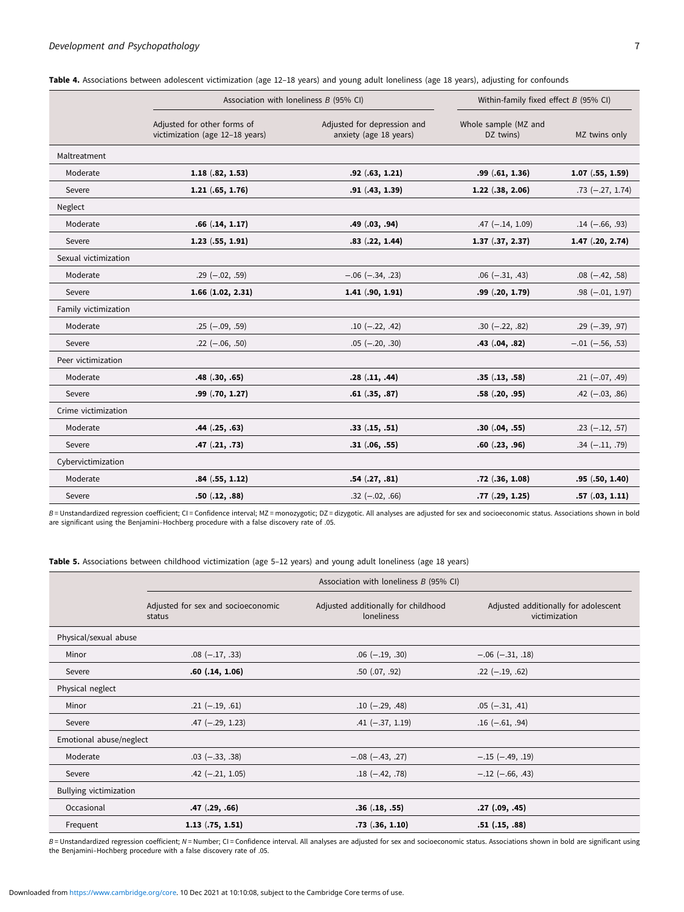**Table 4.** Associations between adolescent victimization (age 12–18 years) and young adult loneliness (age 18 years), adjusting for confounds

| | Association with loneliness *B* (95% CI) | | Within-family fixed effect *B* (95% CI) | |
|---|---|---|---|---|
| | Adjusted for other forms of victimization (age 12–18 years) | Adjusted for depression and anxiety (age 18 years) | Whole sample (MZ and DZ twins) | MZ twins only |
| Maltreatment | | | | |
| Moderate | **1.18 (.82, 1.53)** | **.92 (.63, 1.21)** | **.99 (.61, 1.36)** | **1.07 (.55, 1.59)** |
| Severe | **1.21 (.65, 1.76)** | **.91 (.43, 1.39)** | **1.22 (.38, 2.06)** | .73 (−.27, 1.74) |
| Neglect | | | | |
| Moderate | **.66 (.14, 1.17)** | **.49 (.03, .94)** | .47 (−.14, 1.09) | .14 (−.66, .93) |
| Severe | **1.23 (.55, 1.91)** | **.83 (.22, 1.44)** | **1.37 (.37, 2.37)** | **1.47 (.20, 2.74)** |
| Sexual victimization | | | | |
| Moderate | .29 (−.02, .59) | −.06 (−.34, .23) | .06 (−.31, .43) | .08 (−.42, .58) |
| Severe | **1.66 (1.02, 2.31)** | **1.41 (.90, 1.91)** | **.99 (.20, 1.79)** | .98 (−.01, 1.97) |
| Family victimization | | | | |
| Moderate | .25 (−.09, .59) | .10 (−.22, .42) | .30 (−.22, .82) | .29 (−.39, .97) |
| Severe | .22 (−.06, .50) | .05 (−.20, .30) | **.43 (.04, .82)** | −.01 (−.56, .53) |
| Peer victimization | | | | |
| Moderate | **.48 (.30, .65)** | **.28 (.11, .44)** | **.35 (.13, .58)** | .21 (−.07, .49) |
| Severe | **.99 (.70, 1.27)** | **.61 (.35, .87)** | **.58 (.20, .95)** | .42 (−.03, .86) |
| Crime victimization | | | | |
| Moderate | **.44 (.25, .63)** | **.33 (.15, .51)** | **.30 (.04, .55)** | .23 (−.12, .57) |
| Severe | **.47 (.21, .73)** | **.31 (.06, .55)** | **.60 (.23, .96)** | .34 (−.11, .79) |
| Cybervictimization | | | | |
| Moderate | **.84 (.55, 1.12)** | **.54 (.27, .81)** | **.72 (.36, 1.08)** | **.95 (.50, 1.40)** |
| Severe | **.50 (.12, .88)** | .32 (−.02, .66) | **.77 (.29, 1.25)** | **.57 (.03, 1.11)** |

*B* = Unstandardized regression coefficient; CI = Confidence interval; MZ = monozygotic; DZ = dizygotic. All analyses are adjusted for sex and socioeconomic status. Associations shown in bold are significant using the Benjamini–Hochberg procedure with a false discovery rate of .05.

**Table 5.** Associations between childhood victimization (age 5–12 years) and young adult loneliness (age 18 years)

| | Association with loneliness *B* (95% CI) | | |
|---|---|---|---|
| | Adjusted for sex and socioeconomic status | Adjusted additionally for childhood loneliness | Adjusted additionally for adolescent victimization |
| Physical/sexual abuse | | | |
| Minor | .08 (−.17, .33) | .06 (−.19, .30) | −.06 (−.31, .18) |
| Severe | **.60 (.14, 1.06)** | .50 (.07, .92) | .22 (−.19, .62) |
| Physical neglect | | | |
| Minor | .21 (−.19, .61) | .10 (−.29, .48) | .05 (−.31, .41) |
| Severe | .47 (−.29, 1.23) | .41 (−.37, 1.19) | .16 (−.61, .94) |
| Emotional abuse/neglect | | | |
| Moderate | .03 (−.33, .38) | −.08 (−.43, .27) | −.15 (−.49, .19) |
| Severe | .42 (−.21, 1.05) | .18 (−.42, .78) | −.12 (−.66, .43) |
| Bullying victimization | | | |
| Occasional | **.47 (.29, .66)** | **.36 (.18, .55)** | **.27 (.09, .45)** |
| Frequent | **1.13 (.75, 1.51)** | **.73 (.36, 1.10)** | **.51 (.15, .88)** |

*B* = Unstandardized regression coefficient; *N* = Number; CI = Confidence interval. All analyses are adjusted for sex and socioeconomic status. Associations shown in bold are significant using the Benjamini–Hochberg procedure with a false discovery rate of .05.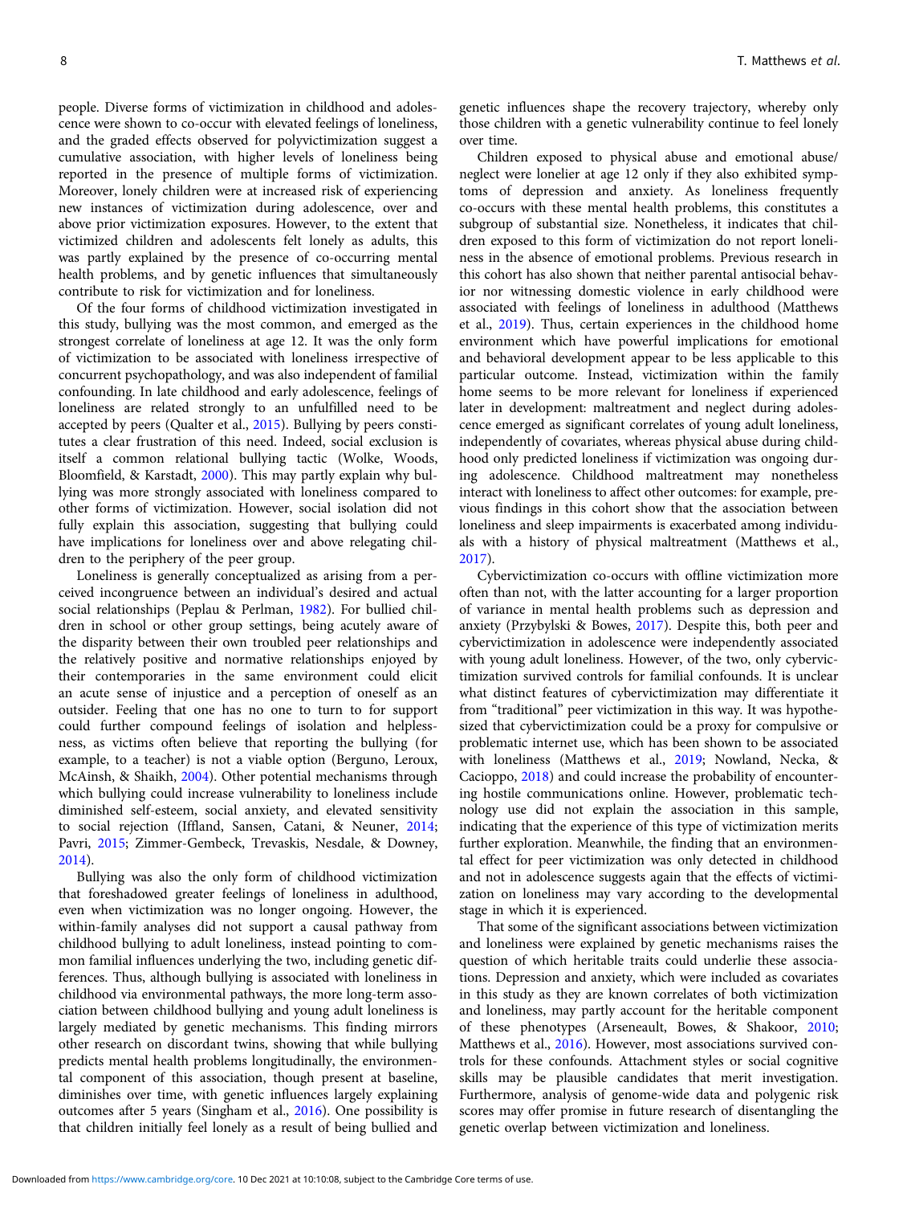people. Diverse forms of victimization in childhood and adolescence were shown to co-occur with elevated feelings of loneliness, and the graded effects observed for polyvictimization suggest a cumulative association, with higher levels of loneliness being reported in the presence of multiple forms of victimization. Moreover, lonely children were at increased risk of experiencing new instances of victimization during adolescence, over and above prior victimization exposures. However, to the extent that victimized children and adolescents felt lonely as adults, this was partly explained by the presence of co-occurring mental health problems, and by genetic influences that simultaneously contribute to risk for victimization and for loneliness.

Of the four forms of childhood victimization investigated in this study, bullying was the most common, and emerged as the strongest correlate of loneliness at age 12. It was the only form of victimization to be associated with loneliness irrespective of concurrent psychopathology, and was also independent of familial confounding. In late childhood and early adolescence, feelings of loneliness are related strongly to an unfulfilled need to be accepted by peers (Qualter et al., 2015). Bullying by peers constitutes a clear frustration of this need. Indeed, social exclusion is itself a common relational bullying tactic (Wolke, Woods, Bloomfield, & Karstadt, 2000). This may partly explain why bullying was more strongly associated with loneliness compared to other forms of victimization. However, social isolation did not fully explain this association, suggesting that bullying could have implications for loneliness over and above relegating children to the periphery of the peer group.

Loneliness is generally conceptualized as arising from a perceived incongruence between an individual's desired and actual social relationships (Peplau & Perlman, 1982). For bullied children in school or other group settings, being acutely aware of the disparity between their own troubled peer relationships and the relatively positive and normative relationships enjoyed by their contemporaries in the same environment could elicit an acute sense of injustice and a perception of oneself as an outsider. Feeling that one has no one to turn to for support could further compound feelings of isolation and helplessness, as victims often believe that reporting the bullying (for example, to a teacher) is not a viable option (Berguno, Leroux, McAinsh, & Shaikh, 2004). Other potential mechanisms through which bullying could increase vulnerability to loneliness include diminished self-esteem, social anxiety, and elevated sensitivity to social rejection (Iffland, Sansen, Catani, & Neuner, 2014; Pavri, 2015; Zimmer-Gembeck, Trevaskis, Nesdale, & Downey, 2014).

Bullying was also the only form of childhood victimization that foreshadowed greater feelings of loneliness in adulthood, even when victimization was no longer ongoing. However, the within-family analyses did not support a causal pathway from childhood bullying to adult loneliness, instead pointing to common familial influences underlying the two, including genetic differences. Thus, although bullying is associated with loneliness in childhood via environmental pathways, the more long-term association between childhood bullying and young adult loneliness is largely mediated by genetic mechanisms. This finding mirrors other research on discordant twins, showing that while bullying predicts mental health problems longitudinally, the environmental component of this association, though present at baseline, diminishes over time, with genetic influences largely explaining outcomes after 5 years (Singham et al., 2016). One possibility is that children initially feel lonely as a result of being bullied and genetic influences shape the recovery trajectory, whereby only those children with a genetic vulnerability continue to feel lonely over time.

Children exposed to physical abuse and emotional abuse/neglect were lonelier at age 12 only if they also exhibited symptoms of depression and anxiety. As loneliness frequently co-occurs with these mental health problems, this constitutes a subgroup of substantial size. Nonetheless, it indicates that children exposed to this form of victimization do not report loneliness in the absence of emotional problems. Previous research in this cohort has also shown that neither parental antisocial behavior nor witnessing domestic violence in early childhood were associated with feelings of loneliness in adulthood (Matthews et al., 2019). Thus, certain experiences in the childhood home environment which have powerful implications for emotional and behavioral development appear to be less applicable to this particular outcome. Instead, victimization within the family home seems to be more relevant for loneliness if experienced later in development: maltreatment and neglect during adolescence emerged as significant correlates of young adult loneliness, independently of covariates, whereas physical abuse during childhood only predicted loneliness if victimization was ongoing during adolescence. Childhood maltreatment may nonetheless interact with loneliness to affect other outcomes: for example, previous findings in this cohort show that the association between loneliness and sleep impairments is exacerbated among individuals with a history of physical maltreatment (Matthews et al., 2017).

Cybervictimization co-occurs with offline victimization more often than not, with the latter accounting for a larger proportion of variance in mental health problems such as depression and anxiety (Przybylski & Bowes, 2017). Despite this, both peer and cybervictimization in adolescence were independently associated with young adult loneliness. However, of the two, only cybervictimization survived controls for familial confounds. It is unclear what distinct features of cybervictimization may differentiate it from "traditional" peer victimization in this way. It was hypothesized that cybervictimization could be a proxy for compulsive or problematic internet use, which has been shown to be associated with loneliness (Matthews et al., 2019; Nowland, Necka, & Cacioppo, 2018) and could increase the probability of encountering hostile communications online. However, problematic technology use did not explain the association in this sample, indicating that the experience of this type of victimization merits further exploration. Meanwhile, the finding that an environmental effect for peer victimization was only detected in childhood and not in adolescence suggests again that the effects of victimization on loneliness may vary according to the developmental stage in which it is experienced.

That some of the significant associations between victimization and loneliness were explained by genetic mechanisms raises the question of which heritable traits could underlie these associations. Depression and anxiety, which were included as covariates in this study as they are known correlates of both victimization and loneliness, may partly account for the heritable component of these phenotypes (Arseneault, Bowes, & Shakoor, 2010; Matthews et al., 2016). However, most associations survived controls for these confounds. Attachment styles or social cognitive skills may be plausible candidates that merit investigation. Furthermore, analysis of genome-wide data and polygenic risk scores may offer promise in future research of disentangling the genetic overlap between victimization and loneliness.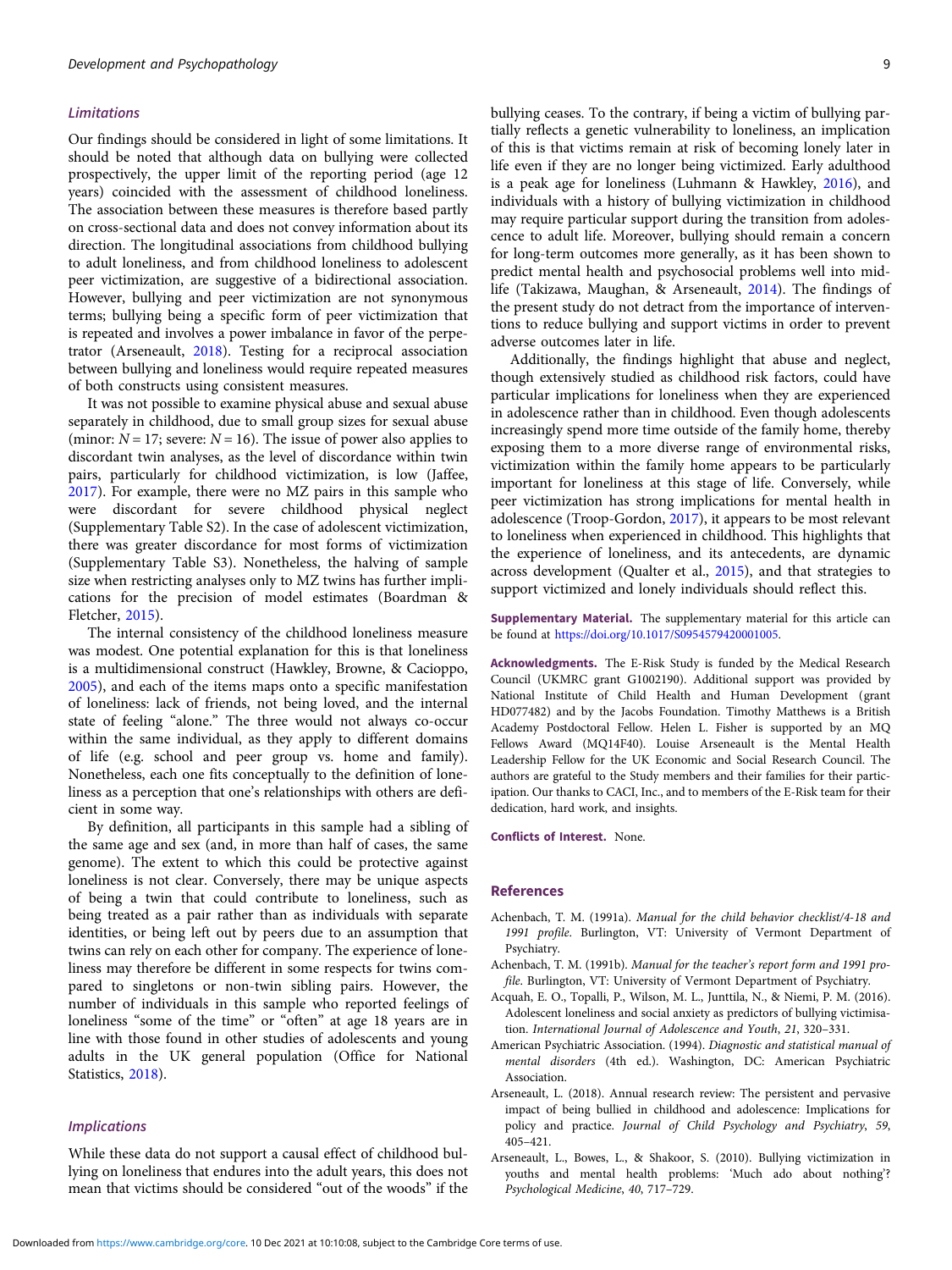### Limitations

Our findings should be considered in light of some limitations. It should be noted that although data on bullying were collected prospectively, the upper limit of the reporting period (age 12 years) coincided with the assessment of childhood loneliness. The association between these measures is therefore based partly on cross-sectional data and does not convey information about its direction. The longitudinal associations from childhood bullying to adult loneliness, and from childhood loneliness to adolescent peer victimization, are suggestive of a bidirectional association. However, bullying and peer victimization are not synonymous terms; bullying being a specific form of peer victimization that is repeated and involves a power imbalance in favor of the perpetrator (Arseneault, 2018). Testing for a reciprocal association between bullying and loneliness would require repeated measures of both constructs using consistent measures.

It was not possible to examine physical abuse and sexual abuse separately in childhood, due to small group sizes for sexual abuse (minor: $N = 17$; severe: $N = 16$). The issue of power also applies to discordant twin analyses, as the level of discordance within twin pairs, particularly for childhood victimization, is low (Jaffee, 2017). For example, there were no MZ pairs in this sample who were discordant for severe childhood physical neglect (Supplementary Table S2). In the case of adolescent victimization, there was greater discordance for most forms of victimization (Supplementary Table S3). Nonetheless, the halving of sample size when restricting analyses only to MZ twins has further implications for the precision of model estimates (Boardman & Fletcher, 2015).

The internal consistency of the childhood loneliness measure was modest. One potential explanation for this is that loneliness is a multidimensional construct (Hawkley, Browne, & Cacioppo, 2005), and each of the items maps onto a specific manifestation of loneliness: lack of friends, not being loved, and the internal state of feeling "alone." The three would not always co-occur within the same individual, as they apply to different domains of life (e.g. school and peer group vs. home and family). Nonetheless, each one fits conceptually to the definition of loneliness as a perception that one's relationships with others are deficient in some way.

By definition, all participants in this sample had a sibling of the same age and sex (and, in more than half of cases, the same genome). The extent to which this could be protective against loneliness is not clear. Conversely, there may be unique aspects of being a twin that could contribute to loneliness, such as being treated as a pair rather than as individuals with separate identities, or being left out by peers due to an assumption that twins can rely on each other for company. The experience of loneliness may therefore be different in some respects for twins compared to singletons or non-twin sibling pairs. However, the number of individuals in this sample who reported feelings of loneliness "some of the time" or "often" at age 18 years are in line with those found in other studies of adolescents and young adults in the UK general population (Office for National Statistics, 2018).

### Implications

While these data do not support a causal effect of childhood bullying on loneliness that endures into the adult years, this does not mean that victims should be considered "out of the woods" if the bullying ceases. To the contrary, if being a victim of bullying partially reflects a genetic vulnerability to loneliness, an implication of this is that victims remain at risk of becoming lonely later in life even if they are no longer being victimized. Early adulthood is a peak age for loneliness (Luhmann & Hawkley, 2016), and individuals with a history of bullying victimization in childhood may require particular support during the transition from adolescence to adult life. Moreover, bullying should remain a concern for long-term outcomes more generally, as it has been shown to predict mental health and psychosocial problems well into midlife (Takizawa, Maughan, & Arseneault, 2014). The findings of the present study do not detract from the importance of interventions to reduce bullying and support victims in order to prevent adverse outcomes later in life.

Additionally, the findings highlight that abuse and neglect, though extensively studied as childhood risk factors, could have particular implications for loneliness when they are experienced in adolescence rather than in childhood. Even though adolescents increasingly spend more time outside of the family home, thereby exposing them to a more diverse range of environmental risks, victimization within the family home appears to be particularly important for loneliness at this stage of life. Conversely, while peer victimization has strong implications for mental health in adolescence (Troop-Gordon, 2017), it appears to be most relevant to loneliness when experienced in childhood. This highlights that the experience of loneliness, and its antecedents, are dynamic across development (Qualter et al., 2015), and that strategies to support victimized and lonely individuals should reflect this.

**Supplementary Material.** The supplementary material for this article can be found at https://doi.org/10.1017/S0954579420001005.

**Acknowledgments.** The E-Risk Study is funded by the Medical Research Council (UKMRC grant G1002190). Additional support was provided by National Institute of Child Health and Human Development (grant HD077482) and by the Jacobs Foundation. Timothy Matthews is a British Academy Postdoctoral Fellow. Helen L. Fisher is supported by an MQ Fellows Award (MQ14F40). Louise Arseneault is the Mental Health Leadership Fellow for the UK Economic and Social Research Council. The authors are grateful to the Study members and their families for their participation. Our thanks to CACI, Inc., and to members of the E-Risk team for their dedication, hard work, and insights.

**Conflicts of Interest.** None.

## References

Achenbach, T. M. (1991a). *Manual for the child behavior checklist/4-18 and 1991 profile*. Burlington, VT: University of Vermont Department of Psychiatry.

Achenbach, T. M. (1991b). *Manual for the teacher's report form and 1991 profile*. Burlington, VT: University of Vermont Department of Psychiatry.

Acquah, E. O., Topalli, P., Wilson, M. L., Junttila, N., & Niemi, P. M. (2016). Adolescent loneliness and social anxiety as predictors of bullying victimisation. *International Journal of Adolescence and Youth*, *21*, 320–331.

American Psychiatric Association. (1994). *Diagnostic and statistical manual of mental disorders* (4th ed.). Washington, DC: American Psychiatric Association.

Arseneault, L. (2018). Annual research review: The persistent and pervasive impact of being bullied in childhood and adolescence: Implications for policy and practice. *Journal of Child Psychology and Psychiatry*, *59*, 405–421.

Arseneault, L., Bowes, L., & Shakoor, S. (2010). Bullying victimization in youths and mental health problems: 'Much ado about nothing'? *Psychological Medicine*, *40*, 717–729.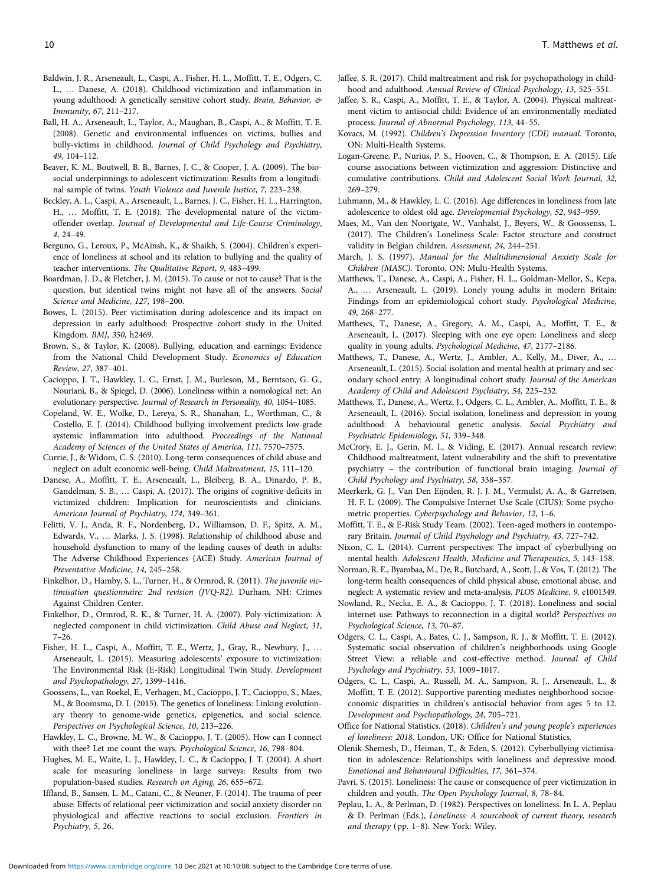Baldwin, J. R., Arseneault, L., Caspi, A., Fisher, H. L., Moffitt, T. E., Odgers, C. L., … Danese, A. (2018). Childhood victimization and inflammation in young adulthood: A genetically sensitive cohort study. *Brain, Behavior, & Immunity*, *67*, 211–217.

Ball, H. A., Arseneault, L., Taylor, A., Maughan, B., Caspi, A., & Moffitt, T. E. (2008). Genetic and environmental influences on victims, bullies and bully-victims in childhood. *Journal of Child Psychology and Psychiatry*, *49*, 104–112.

Beaver, K. M., Boutwell, B. B., Barnes, J. C., & Cooper, J. A. (2009). The biosocial underpinnings to adolescent victimization: Results from a longitudinal sample of twins. *Youth Violence and Juvenile Justice*, *7*, 223–238.

Beckley, A. L., Caspi, A., Arseneault, L., Barnes, J. C., Fisher, H. L., Harrington, H., … Moffitt, T. E. (2018). The developmental nature of the victim-offender overlap. *Journal of Developmental and Life-Course Criminology*, *4*, 24–49.

Berguno, G., Leroux, P., McAinsh, K., & Shaikh, S. (2004). Children's experience of loneliness at school and its relation to bullying and the quality of teacher interventions. *The Qualitative Report*, *9*, 483–499.

Boardman, J. D., & Fletcher, J. M. (2015). To cause or not to cause? That is the question, but identical twins might not have all of the answers. *Social Science and Medicine*, *127*, 198–200.

Bowes, L. (2015). Peer victimisation during adolescence and its impact on depression in early adulthood: Prospective cohort study in the United Kingdom. *BMJ*, *350*, h2469.

Brown, S., & Taylor, K. (2008). Bullying, education and earnings: Evidence from the National Child Development Study. *Economics of Education Review*, *27*, 387–401.

Cacioppo, J. T., Hawkley, L. C., Ernst, J. M., Burleson, M., Berntson, G. G., Nouriani, B., & Spiegel, D. (2006). Loneliness within a nomological net: An evolutionary perspective. *Journal of Research in Personality*, *40*, 1054–1085.

Copeland, W. E., Wolke, D., Lereya, S. R., Shanahan, L., Worthman, C., & Costello, E. J. (2014). Childhood bullying involvement predicts low-grade systemic inflammation into adulthood. *Proceedings of the National Academy of Sciences of the United States of America*, *111*, 7570–7575.

Currie, J., & Widom, C. S. (2010). Long-term consequences of child abuse and neglect on adult economic well-being. *Child Maltreatment*, *15*, 111–120.

Danese, A., Moffitt, T. E., Arseneault, L., Bleiberg, B. A., Dinardo, P. B., Gandelman, S. B., … Caspi, A. (2017). The origins of cognitive deficits in victimized children: Implication for neuroscientists and clinicians. *American Journal of Psychiatry*, *174*, 349–361.

Felitti, V. J., Anda, R. F., Nordenberg, D., Williamson, D. F., Spitz, A. M., Edwards, V., … Marks, J. S. (1998). Relationship of childhood abuse and household dysfunction to many of the leading causes of death in adults: The Adverse Childhood Experiences (ACE) Study. *American Journal of Preventative Medicine*, *14*, 245–258.

Finkelhor, D., Hamby, S. L., Turner, H., & Ormrod, R. (2011). *The juvenile victimisation questionnaire: 2nd revision (JVQ-R2)*. Durham, NH: Crimes Against Children Center.

Finkelhor, D., Ormrod, R. K., & Turner, H. A. (2007). Poly-victimization: A neglected component in child victimization. *Child Abuse and Neglect*, *31*, 7–26.

Fisher, H. L., Caspi, A., Moffitt, T. E., Wertz, J., Gray, R., Newbury, J., … Arseneault, L. (2015). Measuring adolescents' exposure to victimization: The Environmental Risk (E-Risk) Longitudinal Twin Study. *Development and Psychopathology*, *27*, 1399–1416.

Goossens, L., van Roekel, E., Verhagen, M., Cacioppo, J. T., Cacioppo, S., Maes, M., & Boomsma, D. I. (2015). The genetics of loneliness: Linking evolutionary theory to genome-wide genetics, epigenetics, and social science. *Perspectives on Psychological Science*, *10*, 213–226.

Hawkley, L. C., Browne, M. W., & Cacioppo, J. T. (2005). How can I connect with thee? Let me count the ways. *Psychological Science*, *16*, 798–804.

Hughes, M. E., Waite, L. J., Hawkley, L. C., & Cacioppo, J. T. (2004). A short scale for measuring loneliness in large surveys: Results from two population-based studies. *Research on Aging*, *26*, 655–672.

Iffland, B., Sansen, L. M., Catani, C., & Neuner, F. (2014). The trauma of peer abuse: Effects of relational peer victimization and social anxiety disorder on physiological and affective reactions to social exclusion. *Frontiers in Psychiatry*, *5*, 26.

Jaffee, S. R. (2017). Child maltreatment and risk for psychopathology in childhood and adulthood. *Annual Review of Clinical Psychology*, *13*, 525–551.

Jaffee, S. R., Caspi, A., Moffitt, T. E., & Taylor, A. (2004). Physical maltreatment victim to antisocial child: Evidence of an environmentally mediated process. *Journal of Abnormal Psychology*, *113*, 44–55.

Kovacs, M. (1992). *Children's Depression Inventory (CDI) manual*. Toronto, ON: Multi-Health Systems.

Logan-Greene, P., Nurius, P. S., Hooven, C., & Thompson, E. A. (2015). Life course associations between victimization and aggression: Distinctive and cumulative contributions. *Child and Adolescent Social Work Journal*, *32*, 269–279.

Luhmann, M., & Hawkley, L. C. (2016). Age differences in loneliness from late adolescence to oldest old age. *Developmental Psychology*, *52*, 943–959.

Maes, M., Van den Noortgate, W., Vanhalst, J., Beyers, W., & Goossenss, L. (2017). The Children's Loneliness Scale: Factor structure and construct validity in Belgian children. *Assessment*, *24*, 244–251.

March, J. S. (1997). *Manual for the Multidimensional Anxiety Scale for Children (MASC)*. Toronto, ON: Multi-Health Systems.

Matthews, T., Danese, A., Caspi, A., Fisher, H. L., Goldman-Mellor, S., Kepa, A., … Arseneault, L. (2019). Lonely young adults in modern Britain: Findings from an epidemiological cohort study. *Psychological Medicine*, *49*, 268–277.

Matthews, T., Danese, A., Gregory, A. M., Caspi, A., Moffitt, T. E., & Arseneault, L. (2017). Sleeping with one eye open: Loneliness and sleep quality in young adults. *Psychological Medicine*, *47*, 2177–2186.

Matthews, T., Danese, A., Wertz, J., Ambler, A., Kelly, M., Diver, A., … Arseneault, L. (2015). Social isolation and mental health at primary and secondary school entry: A longitudinal cohort study. *Journal of the American Academy of Child and Adolescent Psychiatry*, *54*, 225–232.

Matthews, T., Danese, A., Wertz, J., Odgers, C. L., Ambler, A., Moffitt, T. E., & Arseneault, L. (2016). Social isolation, loneliness and depression in young adulthood: A behavioural genetic analysis. *Social Psychiatry and Psychiatric Epidemiology*, *51*, 339–348.

McCrory, E. J., Gerin, M. I., & Viding, E. (2017). Annual research review: Childhood maltreatment, latent vulnerability and the shift to preventative psychiatry – the contribution of functional brain imaging. *Journal of Child Psychology and Psychiatry*, *58*, 338–357.

Meerkerk, G. J., Van Den Eijnden, R. J. J. M., Vermulst, A. A., & Garretsen, H. F. L. (2009). The Compulsive Internet Use Scale (CIUS): Some psychometric properties. *Cyberpsychology and Behavior*, *12*, 1–6.

Moffitt, T. E., & E-Risk Study Team. (2002). Teen-aged mothers in contemporary Britain. *Journal of Child Psychology and Psychiatry*, *43*, 727–742.

Nixon, C. L. (2014). Current perspectives: The impact of cyberbullying on mental health. *Adolescent Health, Medicine and Therapeutics*, *5*, 143–158.

Norman, R. E., Byambaa, M., De, R., Butchard, A., Scott, J., & Vos, T. (2012). The long-term health consequences of child physical abuse, emotional abuse, and neglect: A systematic review and meta-analysis. *PLOS Medicine*, *9*, e1001349.

Nowland, R., Necka, E. A., & Cacioppo, J. T. (2018). Loneliness and social internet use: Pathways to reconnection in a digital world? *Perspectives on Psychological Science*, *13*, 70–87.

Odgers, C. L., Caspi, A., Bates, C. J., Sampson, R. J., & Moffitt, T. E. (2012). Systematic social observation of children's neighborhoods using Google Street View: a reliable and cost-effective method. *Journal of Child Psychology and Psychiatry*, *53*, 1009–1017.

Odgers, C. L., Caspi, A., Russell, M. A., Sampson, R. J., Arseneault, L., & Moffitt, T. E. (2012). Supportive parenting mediates neighborhood socioeconomic disparities in children's antisocial behavior from ages 5 to 12. *Development and Psychopathology*, *24*, 705–721.

Office for National Statistics. (2018). *Children's and young people's experiences of loneliness: 2018*. London, UK: Office for National Statistics.

Olenik-Shemesh, D., Heiman, T., & Eden, S. (2012). Cyberbullying victimisation in adolescence: Relationships with loneliness and depressive mood. *Emotional and Behavioural Difficulties*, *17*, 361–374.

Pavri, S. (2015). Loneliness: The cause or consequence of peer victimization in children and youth. *The Open Psychology Journal*, *8*, 78–84.

Peplau, L. A., & Perlman, D. (1982). Perspectives on loneliness. In L. A. Peplau & D. Perlman (Eds.), *Loneliness: A sourcebook of current theory, research and therapy* (pp. 1–8). New York: Wiley.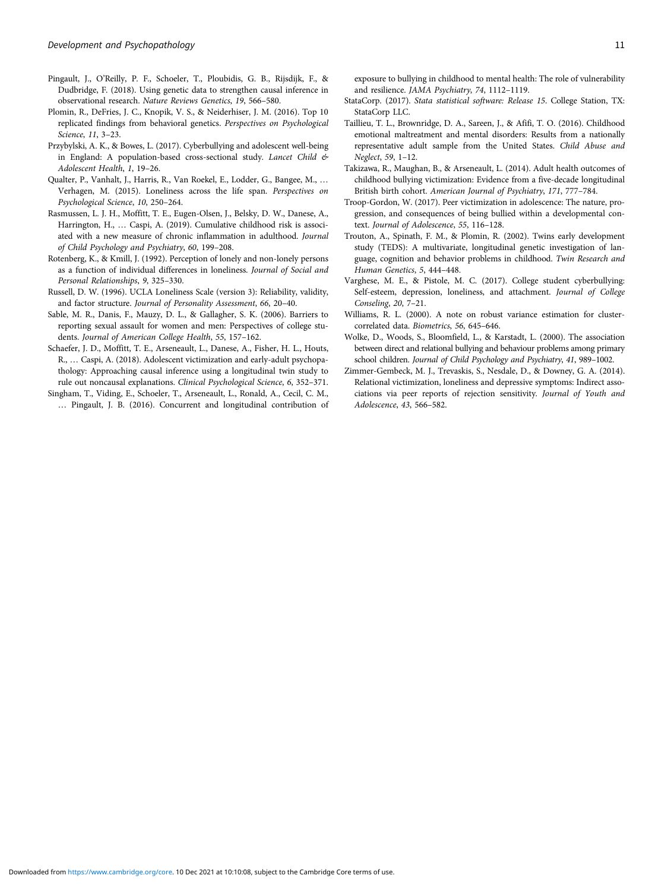Pingault, J., O'Reilly, P. F., Schoeler, T., Ploubidis, G. B., Rijsdijk, F., & Dudbridge, F. (2018). Using genetic data to strengthen causal inference in observational research. *Nature Reviews Genetics*, *19*, 566–580.

Plomin, R., DeFries, J. C., Knopik, V. S., & Neiderhiser, J. M. (2016). Top 10 replicated findings from behavioral genetics. *Perspectives on Psychological Science*, *11*, 3–23.

Przybylski, A. K., & Bowes, L. (2017). Cyberbullying and adolescent well-being in England: A population-based cross-sectional study. *Lancet Child & Adolescent Health*, *1*, 19–26.

Qualter, P., Vanhalt, J., Harris, R., Van Roekel, E., Lodder, G., Bangee, M., … Verhagen, M. (2015). Loneliness across the life span. *Perspectives on Psychological Science*, *10*, 250–264.

Rasmussen, L. J. H., Moffitt, T. E., Eugen-Olsen, J., Belsky, D. W., Danese, A., Harrington, H., … Caspi, A. (2019). Cumulative childhood risk is associated with a new measure of chronic inflammation in adulthood. *Journal of Child Psychology and Psychiatry*, *60*, 199–208.

Rotenberg, K., & Kmill, J. (1992). Perception of lonely and non-lonely persons as a function of individual differences in loneliness. *Journal of Social and Personal Relationships*, *9*, 325–330.

Russell, D. W. (1996). UCLA Loneliness Scale (version 3): Reliability, validity, and factor structure. *Journal of Personality Assessment*, *66*, 20–40.

Sable, M. R., Danis, F., Mauzy, D. L., & Gallagher, S. K. (2006). Barriers to reporting sexual assault for women and men: Perspectives of college students. *Journal of American College Health*, *55*, 157–162.

Schaefer, J. D., Moffitt, T. E., Arseneault, L., Danese, A., Fisher, H. L., Houts, R., … Caspi, A. (2018). Adolescent victimization and early-adult psychopathology: Approaching causal inference using a longitudinal twin study to rule out noncausal explanations. *Clinical Psychological Science*, *6*, 352–371.

Singham, T., Viding, E., Schoeler, T., Arseneault, L., Ronald, A., Cecil, C. M., … Pingault, J. B. (2016). Concurrent and longitudinal contribution of exposure to bullying in childhood to mental health: The role of vulnerability and resilience. *JAMA Psychiatry*, *74*, 1112–1119.

StataCorp. (2017). *Stata statistical software: Release 15*. College Station, TX: StataCorp LLC.

Taillieu, T. L., Brownridge, D. A., Sareen, J., & Afifi, T. O. (2016). Childhood emotional maltreatment and mental disorders: Results from a nationally representative adult sample from the United States. *Child Abuse and Neglect*, *59*, 1–12.

Takizawa, R., Maughan, B., & Arseneault, L. (2014). Adult health outcomes of childhood bullying victimization: Evidence from a five-decade longitudinal British birth cohort. *American Journal of Psychiatry*, *171*, 777–784.

Troop-Gordon, W. (2017). Peer victimization in adolescence: The nature, progression, and consequences of being bullied within a developmental context. *Journal of Adolescence*, *55*, 116–128.

Trouton, A., Spinath, F. M., & Plomin, R. (2002). Twins early development study (TEDS): A multivariate, longitudinal genetic investigation of language, cognition and behavior problems in childhood. *Twin Research and Human Genetics*, *5*, 444–448.

Varghese, M. E., & Pistole, M. C. (2017). College student cyberbullying: Self-esteem, depression, loneliness, and attachment. *Journal of College Conseling*, *20*, 7–21.

Williams, R. L. (2000). A note on robust variance estimation for cluster-correlated data. *Biometrics*, *56*, 645–646.

Wolke, D., Woods, S., Bloomfield, L., & Karstadt, L. (2000). The association between direct and relational bullying and behaviour problems among primary school children. *Journal of Child Psychology and Psychiatry*, *41*, 989–1002.

Zimmer-Gembeck, M. J., Trevaskis, S., Nesdale, D., & Downey, G. A. (2014). Relational victimization, loneliness and depressive symptoms: Indirect associations via peer reports of rejection sensitivity. *Journal of Youth and Adolescence*, *43*, 566–582.